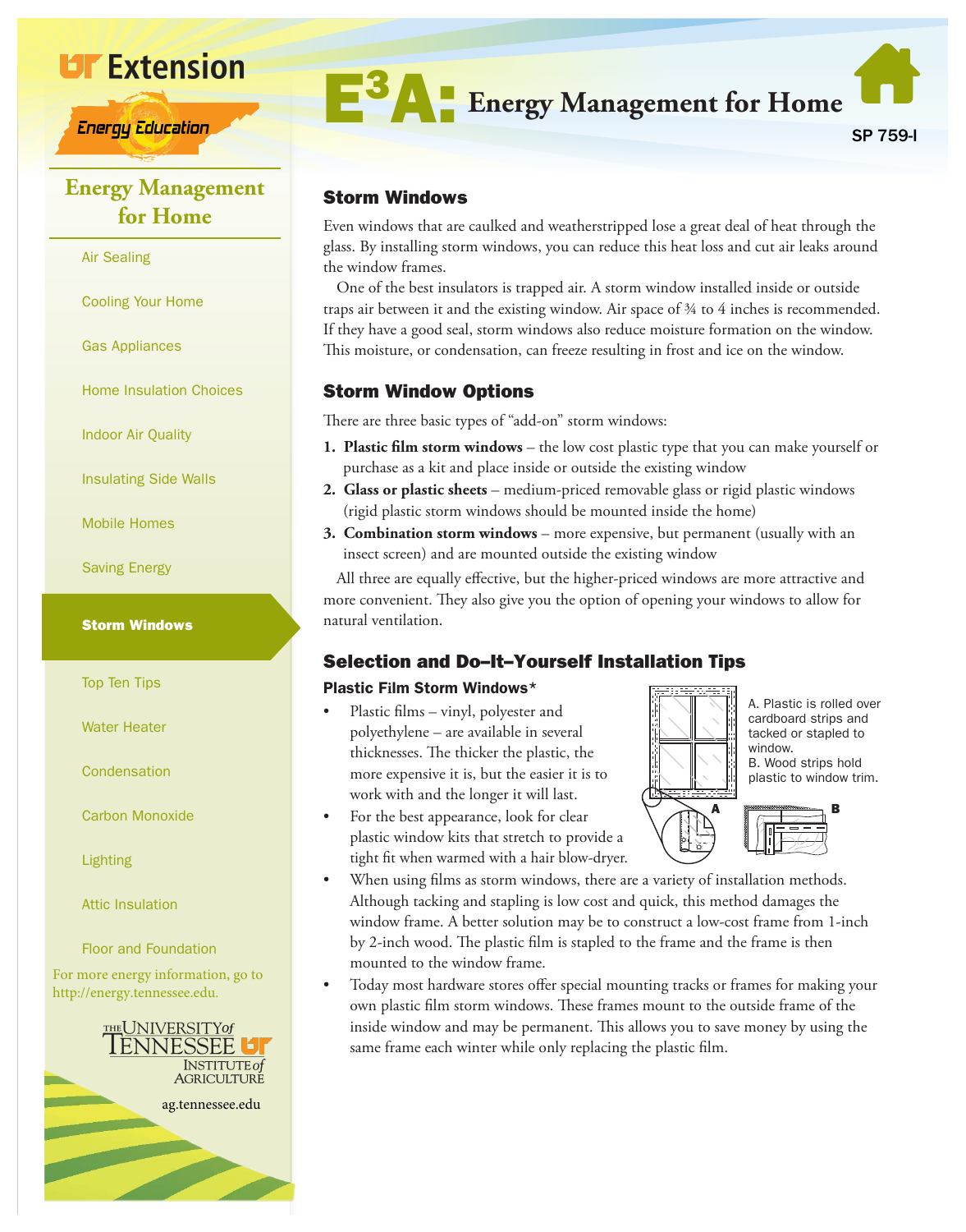# E³A: Energy Management for Home

SP 759-I

UT Extension

Energy Education

## Energy Management for Home

- Air Sealing
- Cooling Your Home
- Gas Appliances
- Home Insulation Choices
- Indoor Air Quality
- Insulating Side Walls
- Mobile Homes
- Saving Energy
- **Storm Windows**
- Top Ten Tips
- Water Heater
- Condensation
- Carbon Monoxide
- Lighting
- Attic Insulation
- Floor and Foundation

For more energy information, go to http://energy.tennessee.edu.

The University of Tennessee Institute of Agriculture

ag.tennessee.edu

## Storm Windows

Even windows that are caulked and weatherstripped lose a great deal of heat through the glass. By installing storm windows, you can reduce this heat loss and cut air leaks around the window frames.

One of the best insulators is trapped air. A storm window installed inside or outside traps air between it and the existing window. Air space of ¾ to 4 inches is recommended. If they have a good seal, storm windows also reduce moisture formation on the window. This moisture, or condensation, can freeze resulting in frost and ice on the window.

## Storm Window Options

There are three basic types of "add-on" storm windows:

1. **Plastic film storm windows** – the low cost plastic type that you can make yourself or purchase as a kit and place inside or outside the existing window
2. **Glass or plastic sheets** – medium-priced removable glass or rigid plastic windows (rigid plastic storm windows should be mounted inside the home)
3. **Combination storm windows** – more expensive, but permanent (usually with an insect screen) and are mounted outside the existing window

All three are equally effective, but the higher-priced windows are more attractive and more convenient. They also give you the option of opening your windows to allow for natural ventilation.

## Selection and Do–It–Yourself Installation Tips

### Plastic Film Storm Windows*

- Plastic films – vinyl, polyester and polyethylene – are available in several thicknesses. The thicker the plastic, the more expensive it is, but the easier it is to work with and the longer it will last.
- For the best appearance, look for clear plastic window kits that stretch to provide a tight fit when warmed with a hair blow-dryer.

A. Plastic is rolled over cardboard strips and tacked or stapled to window.
B. Wood strips hold plastic to window trim.

- When using films as storm windows, there are a variety of installation methods. Although tacking and stapling is low cost and quick, this method damages the window frame. A better solution may be to construct a low-cost frame from 1-inch by 2-inch wood. The plastic film is stapled to the frame and the frame is then mounted to the window frame.
- Today most hardware stores offer special mounting tracks or frames for making your own plastic film storm windows. These frames mount to the outside frame of the inside window and may be permanent. This allows you to save money by using the same frame each winter while only replacing the plastic film.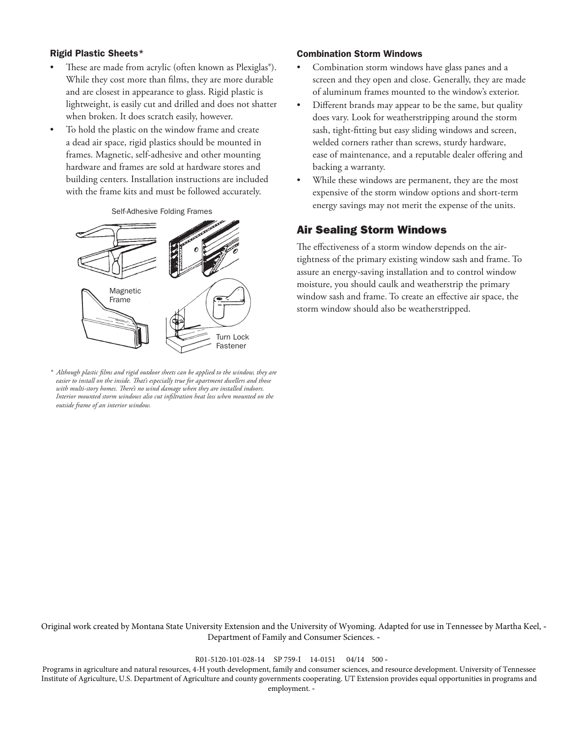### Rigid Plastic Sheets*

- These are made from acrylic (often known as Plexiglas®). While they cost more than films, they are more durable and are closest in appearance to glass. Rigid plastic is lightweight, is easily cut and drilled and does not shatter when broken. It does scratch easily, however.
- To hold the plastic on the window frame and create a dead air space, rigid plastics should be mounted in frames. Magnetic, self-adhesive and other mounting hardware and frames are sold at hardware stores and building centers. Installation instructions are included with the frame kits and must be followed accurately.

Self-Adhesive Folding Frames

Magnetic Frame

Turn Lock Fastener

\* *Although plastic films and rigid outdoor sheets can be applied to the window, they are easier to install on the inside. That's especially true for apartment dwellers and those with multi-story homes. There's no wind damage when they are installed indoors. Interior mounted storm windows also cut infiltration heat loss when mounted on the outside frame of an interior window.*

### Combination Storm Windows

- Combination storm windows have glass panes and a screen and they open and close. Generally, they are made of aluminum frames mounted to the window's exterior.
- Different brands may appear to be the same, but quality does vary. Look for weatherstripping around the storm sash, tight-fitting but easy sliding windows and screen, welded corners rather than screws, sturdy hardware, ease of maintenance, and a reputable dealer offering and backing a warranty.
- While these windows are permanent, they are the most expensive of the storm window options and short-term energy savings may not merit the expense of the units.

## Air Sealing Storm Windows

The effectiveness of a storm window depends on the air-tightness of the primary existing window sash and frame. To assure an energy-saving installation and to control window moisture, you should caulk and weatherstrip the primary window sash and frame. To create an effective air space, the storm window should also be weatherstripped.

Original work created by Montana State University Extension and the University of Wyoming. Adapted for use in Tennessee by Martha Keel, Department of Family and Consumer Sciences.

R01-5120-101-028-14 SP 759-I 14-0151 04/14 500

Programs in agriculture and natural resources, 4-H youth development, family and consumer sciences, and resource development. University of Tennessee Institute of Agriculture, U.S. Department of Agriculture and county governments cooperating. UT Extension provides equal opportunities in programs and employment.